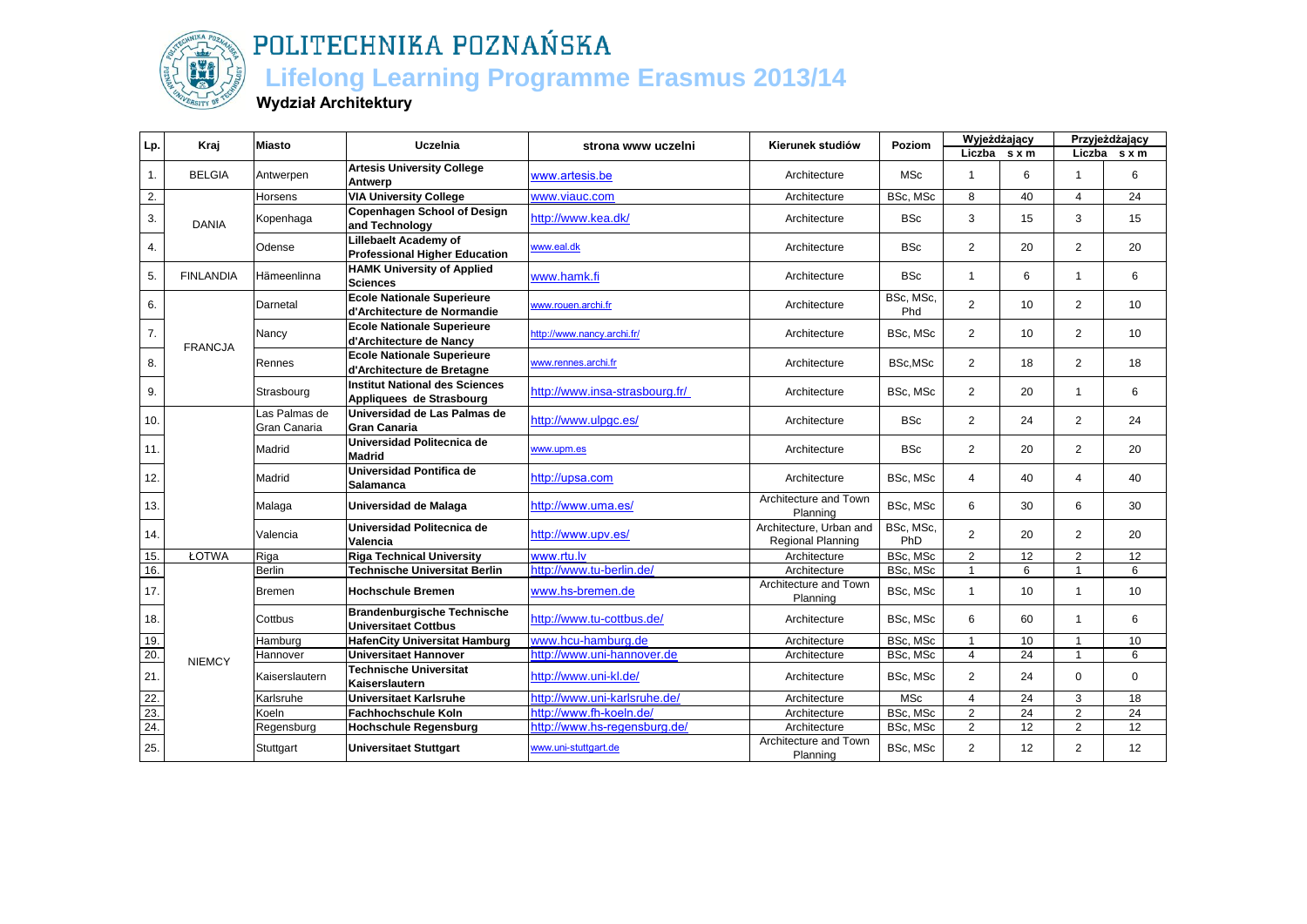# POLITECHNIKA POZNAŃSKA

## Lifelong Learning Programme Erasmus 2013/14

### Wydział Architektury

| Lp. | Kraj | Miasto | Uczelnia | strona www uczelni | Kierunek studiów | Poziom | Wyjeżdżający | | Przyjeżdżający | |
|---|---|---|---|---|---|---|---|---|---|---|
| | | | | | | | Liczba | s x m | Liczba | s x m |
| 1. | BELGIA | Antwerpen | **Artesis University College Antwerp** | www.artesis.be | Architecture | MSc | 1 | 6 | 1 | 6 |
| 2. | DANIA | Horsens | **VIA University College** | www.viauc.com | Architecture | BSc, MSc | 8 | 40 | 4 | 24 |
| 3. | | Kopenhaga | **Copenhagen School of Design and Technology** | http://www.kea.dk/ | Architecture | BSc | 3 | 15 | 3 | 15 |
| 4. | | Odense | **Lillebaelt Academy of Professional Higher Education** | www.eal.dk | Architecture | BSc | 2 | 20 | 2 | 20 |
| 5. | FINLANDIA | Hämeenlinna | **HAMK University of Applied Sciences** | www.hamk.fi | Architecture | BSc | 1 | 6 | 1 | 6 |
| 6. | FRANCJA | Darnetal | **Ecole Nationale Superieure d'Architecture de Normandie** | www.rouen.archi.fr | Architecture | BSc, MSc, Phd | 2 | 10 | 2 | 10 |
| 7. | | Nancy | **Ecole Nationale Superieure d'Architecture de Nancy** | http://www.nancy.archi.fr/ | Architecture | BSc, MSc | 2 | 10 | 2 | 10 |
| 8. | | Rennes | **Ecole Nationale Superieure d'Architecture de Bretagne** | www.rennes.archi.fr | Architecture | BSc,MSc | 2 | 18 | 2 | 18 |
| 9. | | Strasbourg | **Institut National des Sciences Appliquees de Strasbourg** | http://www.insa-strasbourg.fr/ | Architecture | BSc, MSc | 2 | 20 | 1 | 6 |
| 10. | | Las Palmas de Gran Canaria | **Universidad de Las Palmas de Gran Canaria** | http://www.ulpgc.es/ | Architecture | BSc | 2 | 24 | 2 | 24 |
| 11. | | Madrid | **Universidad Politecnica de Madrid** | www.upm.es | Architecture | BSc | 2 | 20 | 2 | 20 |
| 12. | | Madrid | **Universidad Pontifica de Salamanca** | http://upsa.com | Architecture | BSc, MSc | 4 | 40 | 4 | 40 |
| 13. | | Malaga | **Universidad de Malaga** | http://www.uma.es/ | Architecture and Town Planning | BSc, MSc | 6 | 30 | 6 | 30 |
| 14. | | Valencia | **Universidad Politecnica de Valencia** | http://www.upv.es/ | Architecture, Urban and Regional Planning | BSc, MSc, PhD | 2 | 20 | 2 | 20 |
| 15. | ŁOTWA | Riga | **Riga Technical University** | www.rtu.lv | Architecture | BSc, MSc | 2 | 12 | 2 | 12 |
| 16. | NIEMCY | Berlin | **Technische Universitat Berlin** | http://www.tu-berlin.de/ | Architecture | BSc, MSc | 1 | 6 | 1 | 6 |
| 17. | | Bremen | **Hochschule Bremen** | www.hs-bremen.de | Architecture and Town Planning | BSc, MSc | 1 | 10 | 1 | 10 |
| 18. | | Cottbus | **Brandenburgische Technische Universitaet Cottbus** | http://www.tu-cottbus.de/ | Architecture | BSc, MSc | 6 | 60 | 1 | 6 |
| 19. | | Hamburg | **HafenCity Universitat Hamburg** | www.hcu-hamburg.de | Architecture | BSc, MSc | 1 | 10 | 1 | 10 |
| 20. | | Hannover | **Universitaet Hannover** | http://www.uni-hannover.de | Architecture | BSc, MSc | 4 | 24 | 1 | 6 |
| 21. | | Kaiserslautern | **Technische Universitat Kaiserslautern** | http://www.uni-kl.de/ | Architecture | BSc, MSc | 2 | 24 | 0 | 0 |
| 22. | | Karlsruhe | **Universitaet Karlsruhe** | http://www.uni-karlsruhe.de/ | Architecture | MSc | 4 | 24 | 3 | 18 |
| 23. | | Koeln | **Fachhochschule Koln** | http://www.fh-koeln.de/ | Architecture | BSc, MSc | 2 | 24 | 2 | 24 |
| 24. | | Regensburg | **Hochschule Regensburg** | http://www.hs-regensburg.de/ | Architecture | BSc, MSc | 2 | 12 | 2 | 12 |
| 25. | | Stuttgart | **Universitaet Stuttgart** | www.uni-stuttgart.de | Architecture and Town Planning | BSc, MSc | 2 | 12 | 2 | 12 |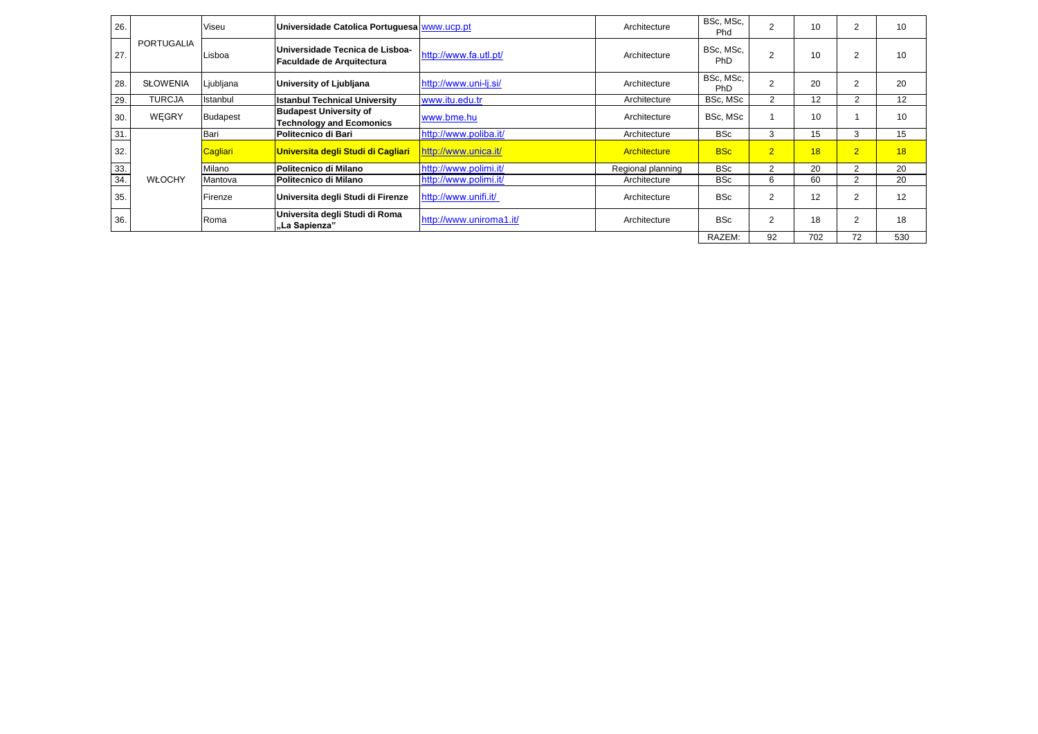| 26. | PORTUGALIA | Viseu | **Universidade Catolica Portuguesa** | www.ucp.pt | Architecture | BSc, MSc, Phd | 2 | 10 | 2 | 10 |
|---|---|---|---|---|---|---|---|---|---|---|
| 27. | | Lisboa | **Universidade Tecnica de Lisboa-Faculdade de Arquitectura** | http://www.fa.utl.pt/ | Architecture | BSc, MSc, PhD | 2 | 10 | 2 | 10 |
| 28. | SŁOWENIA | Ljubljana | **University of Ljubljana** | http://www.uni-lj.si/ | Architecture | BSc, MSc, PhD | 2 | 20 | 2 | 20 |
| 29. | TURCJA | Istanbul | **Istanbul Technical University** | www.itu.edu.tr | Architecture | BSc, MSc | 2 | 12 | 2 | 12 |
| 30. | WĘGRY | Budapest | **Budapest University of Technology and Ecomonics** | www.bme.hu | Architecture | BSc, MSc | 1 | 10 | 1 | 10 |
| 31. | WŁOCHY | Bari | **Politecnico di Bari** | http://www.poliba.it/ | Architecture | BSc | 3 | 15 | 3 | 15 |
| 32. | | Cagliari | **Universita degli Studi di Cagliari** | http://www.unica.it/ | Architecture | BSc | 2 | 18 | 2 | 18 |
| 33. | | Milano | **Politecnico di Milano** | http://www.polimi.it/ | Regional planning | BSc | 2 | 20 | 2 | 20 |
| 34. | | Mantova | **Politecnico di Milano** | http://www.polimi.it/ | Architecture | BSc | 6 | 60 | 2 | 20 |
| 35. | | Firenze | **Universita degli Studi di Firenze** | http://www.unifi.it/ | Architecture | BSc | 2 | 12 | 2 | 12 |
| 36. | | Roma | **Universita degli Studi di Roma „La Sapienza"** | http://www.uniroma1.it/ | Architecture | BSc | 2 | 18 | 2 | 18 |
| | | | | | | RAZEM: | 92 | 702 | 72 | 530 |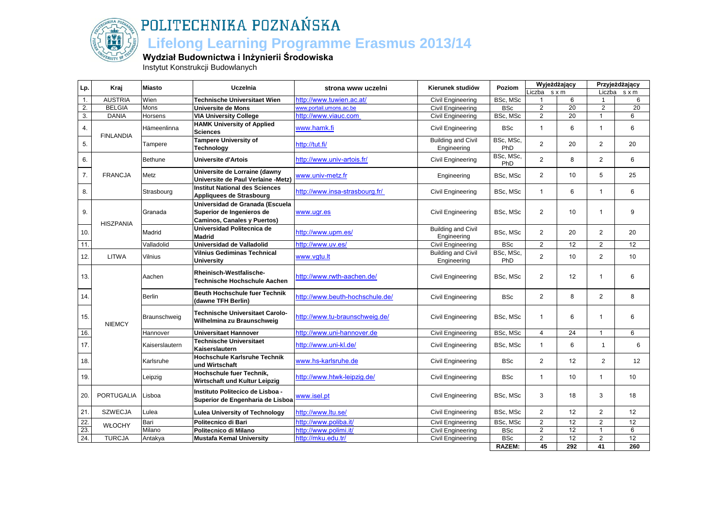# POLITECHNIKA POZNAŃSKA

## Lifelong Learning Programme Erasmus 2013/14

### Wydział Budownictwa i Inżynierii Środowiska

Instytut Konstrukcji Budowlanych

| Lp. | Kraj | Miasto | Uczelnia | strona www uczelni | Kierunek studiów | Poziom | Wyjeżdżający | | Przyjeżdżający | |
|---|---|---|---|---|---|---|---|---|---|---|
| | | | | | | | Liczba | s x m | Liczba | s x m |
| 1. | AUSTRIA | Wien | **Technische Universitaet Wien** | http://www.tuwien.ac.at/ | Civil Engineering | BSc, MSc | 1 | 6 | 1 | 6 |
| 2. | BELGIA | Mons | **Universite de Mons** | www.portail.umons.ac.be | Civil Engineering | BSc | 2 | 20 | 2 | 20 |
| 3. | DANIA | Horsens | **VIA University College** | http://www.viauc.com | Civil Engineering | BSc, MSc | 2 | 20 | 1 | 6 |
| 4. | FINLANDIA | Hämeenlinna | **HAMK University of Applied Sciences** | www.hamk.fi | Civil Engineering | BSc | 1 | 6 | 1 | 6 |
| 5. | | Tampere | **Tampere University of Technology** | http://tut.fi/ | Building and Civil Engineering | BSc, MSc, PhD | 2 | 20 | 2 | 20 |
| 6. | FRANCJA | Bethune | **Universite d'Artois** | http://www.univ-artois.fr/ | Civil Engineering | BSc, MSc, PhD | 2 | 8 | 2 | 6 |
| 7. | | Metz | **Universite de Lorraine (dawny Universite de Paul Verlaine -Metz)** | www.univ-metz.fr | Engineering | BSc, MSc | 2 | 10 | 5 | 25 |
| 8. | | Strasbourg | **Institut National des Sciences Appliquees de Strasbourg** | http://www.insa-strasbourg.fr/ | Civil Engineering | BSc, MSc | 1 | 6 | 1 | 6 |
| 9. | HISZPANIA | Granada | **Universidad de Granada (Escuela Superior de Ingenieros de Caminos, Canales y Puertos)** | www.ugr.es | Civil Engineering | BSc, MSc | 2 | 10 | 1 | 9 |
| 10. | | Madrid | **Universidad Politecnica de Madrid** | http://www.upm.es/ | Building and Civil Engineering | BSc, MSc | 2 | 20 | 2 | 20 |
| 11. | | Valladolid | **Universidad de Valladolid** | http://www.uv.es/ | Civil Engineering | BSc | 2 | 12 | 2 | 12 |
| 12. | LITWA | Vilnius | **Vilnius Gediminas Technical University** | www.vgtu.lt | Building and Civil Engineering | BSc, MSc, PhD | 2 | 10 | 2 | 10 |
| 13. | NIEMCY | Aachen | **Rheinisch-Westfalische-Technische Hochschule Aachen** | http://www.rwth-aachen.de/ | Civil Engineering | BSc, MSc | 2 | 12 | 1 | 6 |
| 14. | | Berlin | **Beuth Hochschule fuer Technik (dawne TFH Berlin)** | http://www.beuth-hochschule.de/ | Civil Engineering | BSc | 2 | 8 | 2 | 8 |
| 15. | | Braunschweig | **Technische Universitaet Carolo-Wilhelmina zu Braunschweig** | http://www.tu-braunschweig.de/ | Civil Engineering | BSc, MSc | 1 | 6 | 1 | 6 |
| 16. | | Hannover | **Universitaet Hannover** | http://www.uni-hannover.de | Civil Engineering | BSc, MSc | 4 | 24 | 1 | 6 |
| 17. | | Kaiserslautern | **Technische Universitaet Kaiserslautern** | http://www.uni-kl.de/ | Civil Engineering | BSc, MSc | 1 | 6 | 1 | 6 |
| 18. | | Karlsruhe | **Hochschule Karlsruhe Technik und Wirtschaft** | www.hs-karlsruhe.de | Civil Engineering | BSc | 2 | 12 | 2 | 12 |
| 19. | | Leipzig | **Hochschule fuer Technik, Wirtschaft und Kultur Leipzig** | http://www.htwk-leipzig.de/ | Civil Engineering | BSc | 1 | 10 | 1 | 10 |
| 20. | PORTUGALIA | Lisboa | **Instituto Politecico de Lisboa - Superior de Engenharia de Lisboa** | www.isel.pt | Civil Engineering | BSc, MSc | 3 | 18 | 3 | 18 |
| 21. | SZWECJA | Lulea | **Lulea University of Technology** | http://www.ltu.se/ | Civil Engineering | BSc, MSc | 2 | 12 | 2 | 12 |
| 22. | WŁOCHY | Bari | **Politecnico di Bari** | http://www.poliba.it/ | Civil Engineering | BSc, MSc | 2 | 12 | 2 | 12 |
| 23. | | Milano | **Politecnico di Milano** | http://www.polimi.it/ | Civil Engineering | BSc | 2 | 12 | 1 | 6 |
| 24. | TURCJA | Antakya | **Mustafa Kemal University** | http://mku.edu.tr/ | Civil Engineering | BSc | 2 | 12 | 2 | 12 |
| | | | | | | **RAZEM:** | **45** | **292** | **41** | **260** |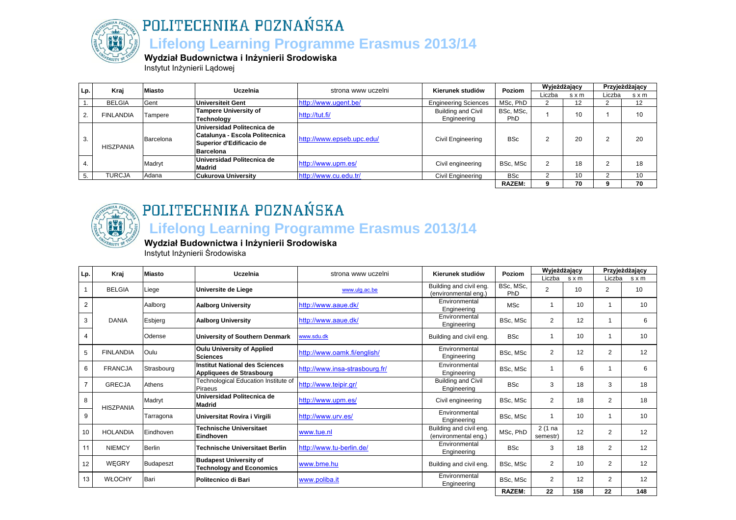# POLITECHNIKA POZNAŃSKA

## Lifelong Learning Programme Erasmus 2013/14

### Wydział Budownictwa i Inżynierii Srodowiska

Instytut Inżynierii Lądowej

| Lp. | Kraj | Miasto | Uczelnia | strona www uczelni | Kierunek studiów | Poziom | Wyjeżdżający | | Przyjeżdżający | |
|---|---|---|---|---|---|---|---|---|---|---|
| | | | | | | | Liczba | s x m | Liczba | s x m |
| 1. | BELGIA | Gent | **Universiteit Gent** | http://www.ugent.be/ | Engineering Sciences | MSc, PhD | 2 | 12 | 2 | 12 |
| 2. | FINLANDIA | Tampere | **Tampere University of Technology** | http://tut.fi/ | Building and Civil Engineering | BSc, MSc, PhD | 1 | 10 | 1 | 10 |
| 3. | HISZPANIA | Barcelona | **Universidad Politecnica de Catalunya - Escola Politecnica Superior d'Edificacio de Barcelona** | http://www.epseb.upc.edu/ | Civil Engineering | BSc | 2 | 20 | 2 | 20 |
| 4. | | Madryt | **Universidad Politecnica de Madrid** | http://www.upm.es/ | Civil engineering | BSc, MSc | 2 | 18 | 2 | 18 |
| 5. | TURCJA | Adana | **Cukurova University** | http://www.cu.edu.tr/ | Civil Engineering | BSc | 2 | 10 | 2 | 10 |
| | | | | | | **RAZEM:** | **9** | **70** | **9** | **70** |

# POLITECHNIKA POZNAŃSKA

## Lifelong Learning Programme Erasmus 2013/14

### Wydział Budownictwa i Inżynierii Srodowiska

Instytut Inżynierii Środowiska

| Lp. | Kraj | Miasto | Uczelnia | strona www uczelni | Kierunek studiów | Poziom | Wyjeżdżający | | Przyjeżdżający | |
|---|---|---|---|---|---|---|---|---|---|---|
| | | | | | | | Liczba | s x m | Liczba | s x m |
| 1 | BELGIA | Liege | **Universite de Liege** | www.ulg.ac.be | Building and civil eng. (environmental eng.) | BSc, MSc, PhD | 2 | 10 | 2 | 10 |
| 2 | DANIA | Aalborg | **Aalborg University** | http://www.aaue.dk/ | Environmental Engineering | MSc | 1 | 10 | 1 | 10 |
| 3 | | Esbjerg | **Aalborg University** | http://www.aaue.dk/ | Environmental Engineering | BSc, MSc | 2 | 12 | 1 | 6 |
| 4 | | Odense | **University of Southern Denmark** | www.sdu.dk | Building and civil eng. | BSc | 1 | 10 | 1 | 10 |
| 5 | FINLANDIA | Oulu | **Oulu University of Applied Sciences** | http://www.oamk.fi/english/ | Environmental Engineering | BSc, MSc | 2 | 12 | 2 | 12 |
| 6 | FRANCJA | Strasbourg | **Institut National des Sciences Appliquees de Strasbourg** | http://www.insa-strasbourg.fr/ | Environmental Engineering | BSc, MSc | 1 | 6 | 1 | 6 |
| 7 | GRECJA | Athens | Technological Education Institute of Piraeus | http://www.teipir.gr/ | Building and Civil Engineering | BSc | 3 | 18 | 3 | 18 |
| 8 | HISZPANIA | Madryt | **Universidad Politecnica de Madrid** | http://www.upm.es/ | Civil engineering | BSc, MSc | 2 | 18 | 2 | 18 |
| 9 | | Tarragona | **Universitat Rovira i Virgili** | http://www.urv.es/ | Environmental Engineering | BSc, MSc | 1 | 10 | 1 | 10 |
| 10 | HOLANDIA | Eindhoven | **Technische Universitaet Eindhoven** | www.tue.nl | Building and civil eng. (environmental eng.) | MSc, PhD | 2 (1 na semestr) | 12 | 2 | 12 |
| 11 | NIEMCY | Berlin | **Technische Universitaet Berlin** | http://www.tu-berlin.de/ | Environmental Engineering | BSc | 3 | 18 | 2 | 12 |
| 12 | WĘGRY | Budapeszt | **Budapest University of Technology and Economics** | www.bme.hu | Building and civil eng. | BSc, MSc | 2 | 10 | 2 | 12 |
| 13 | WŁOCHY | Bari | **Politecnico di Bari** | www.poliba.it | Environmental Engineering | BSc, MSc | 2 | 12 | 2 | 12 |
| | | | | | | **RAZEM:** | **22** | **158** | **22** | **148** |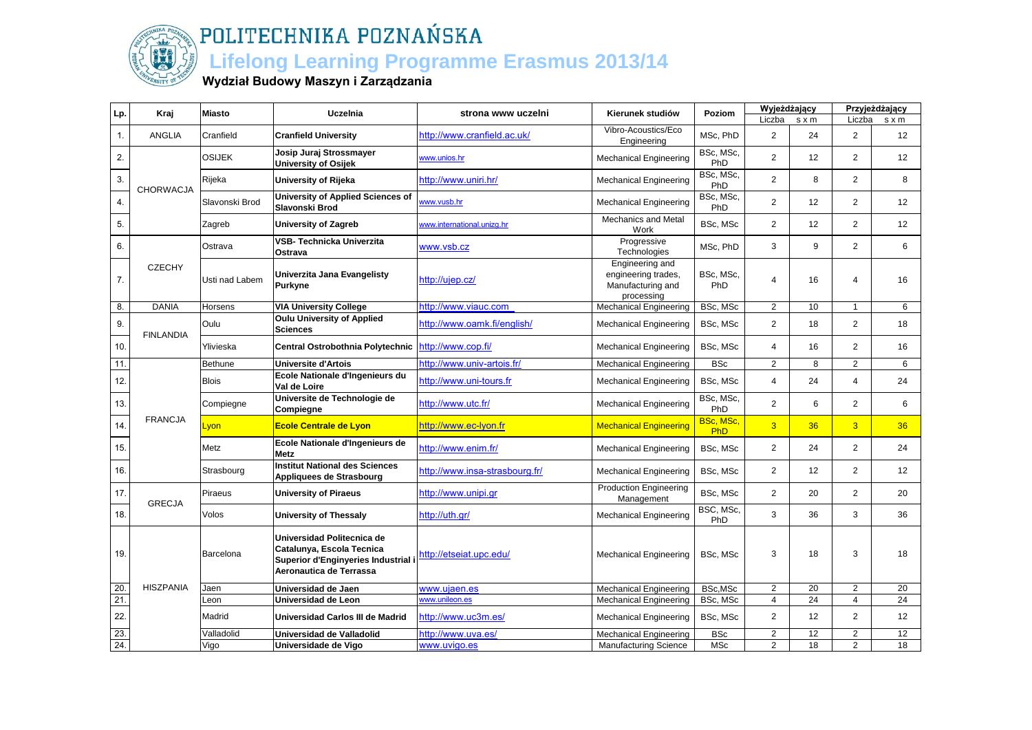# POLITECHNIKA POZNAŃSKA

## Lifelong Learning Programme Erasmus 2013/14

### Wydział Budowy Maszyn i Zarządzania

| Lp. | Kraj | Miasto | Uczelnia | strona www uczelni | Kierunek studiów | Poziom | Wyjeżdżający | | Przyjeżdżający | |
|---|---|---|---|---|---|---|---|---|---|---|
| | | | | | | | Liczba | s x m | Liczba | s x m |
| 1. | ANGLIA | Cranfield | **Cranfield University** | http://www.cranfield.ac.uk/ | Vibro-Acoustics/Eco Engineering | MSc, PhD | 2 | 24 | 2 | 12 |
| 2. | CHORWACJA | OSIJEK | **Josip Juraj Strossmayer University of Osijek** | www.unios.hr | Mechanical Engineering | BSc, MSc, PhD | 2 | 12 | 2 | 12 |
| 3. | | Rijeka | **University of Rijeka** | http://www.uniri.hr/ | Mechanical Engineering | BSc, MSc, PhD | 2 | 8 | 2 | 8 |
| 4. | | Slavonski Brod | **University of Applied Sciences of Slavonski Brod** | www.vusb.hr | Mechanical Engineering | BSc, MSc, PhD | 2 | 12 | 2 | 12 |
| 5. | | Zagreb | **University of Zagreb** | www.international.unizg.hr | Mechanics and Metal Work | BSc, MSc | 2 | 12 | 2 | 12 |
| 6. | CZECHY | Ostrava | **VSB- Technicka Univerzita Ostrava** | www.vsb.cz | Progressive Technologies | MSc, PhD | 3 | 9 | 2 | 6 |
| 7. | | Usti nad Labem | **Univerzita Jana Evangelisty Purkyne** | http://ujep.cz/ | Engineering and engineering trades, Manufacturing and processing | BSc, MSc, PhD | 4 | 16 | 4 | 16 |
| 8. | DANIA | Horsens | **VIA University College** | http://www.viauc.com | Mechanical Engineering | BSc, MSc | 2 | 10 | 1 | 6 |
| 9. | FINLANDIA | Oulu | **Oulu University of Applied Sciences** | http://www.oamk.fi/english/ | Mechanical Engineering | BSc, MSc | 2 | 18 | 2 | 18 |
| 10. | | Ylivieska | **Central Ostrobothnia Polytechnic** | http://www.cop.fi/ | Mechanical Engineering | BSc, MSc | 4 | 16 | 2 | 16 |
| 11. | FRANCJA | Bethune | **Universite d'Artois** | http://www.univ-artois.fr/ | Mechanical Engineering | BSc | 2 | 8 | 2 | 6 |
| 12. | | Blois | **Ecole Nationale d'Ingenieurs du Val de Loire** | http://www.uni-tours.fr | Mechanical Engineering | BSc, MSc | 4 | 24 | 4 | 24 |
| 13. | | Compiegne | **Universite de Technologie de Compiegne** | http://www.utc.fr/ | Mechanical Engineering | BSc, MSc, PhD | 2 | 6 | 2 | 6 |
| 14. | | Lyon | **Ecole Centrale de Lyon** | http://www.ec-lyon.fr | Mechanical Engineering | BSc, MSc, PhD | 3 | 36 | 3 | 36 |
| 15. | | Metz | **Ecole Nationale d'Ingenieurs de Metz** | http://www.enim.fr/ | Mechanical Engineering | BSc, MSc | 2 | 24 | 2 | 24 |
| 16. | | Strasbourg | **Institut National des Sciences Appliquees de Strasbourg** | http://www.insa-strasbourg.fr/ | Mechanical Engineering | BSc, MSc | 2 | 12 | 2 | 12 |
| 17. | GRECJA | Piraeus | **University of Piraeus** | http://www.unipi.gr | Production Engineering Management | BSc, MSc | 2 | 20 | 2 | 20 |
| 18. | | Volos | **University of Thessaly** | http://uth.gr/ | Mechanical Engineering | BSC, MSc, PhD | 3 | 36 | 3 | 36 |
| 19. | HISZPANIA | Barcelona | **Universidad Politecnica de Catalunya, Escola Tecnica Superior d'Enginyeries Industrial i Aeronautica de Terrassa** | http://etseiat.upc.edu/ | Mechanical Engineering | BSc, MSc | 3 | 18 | 3 | 18 |
| 20. | | Jaen | **Universidad de Jaen** | www.ujaen.es | Mechanical Engineering | BSc,MSc | 2 | 20 | 2 | 20 |
| 21. | | Leon | **Universidad de Leon** | www.unileon.es | Mechanical Engineering | BSc, MSc | 4 | 24 | 4 | 24 |
| 22. | | Madrid | **Universidad Carlos III de Madrid** | http://www.uc3m.es/ | Mechanical Engineering | BSc, MSc | 2 | 12 | 2 | 12 |
| 23. | | Valladolid | **Universidad de Valladolid** | http://www.uva.es/ | Mechanical Engineering | BSc | 2 | 12 | 2 | 12 |
| 24. | | Vigo | **Universidade de Vigo** | www.uvigo.es | Manufacturing Science | MSc | 2 | 18 | 2 | 18 |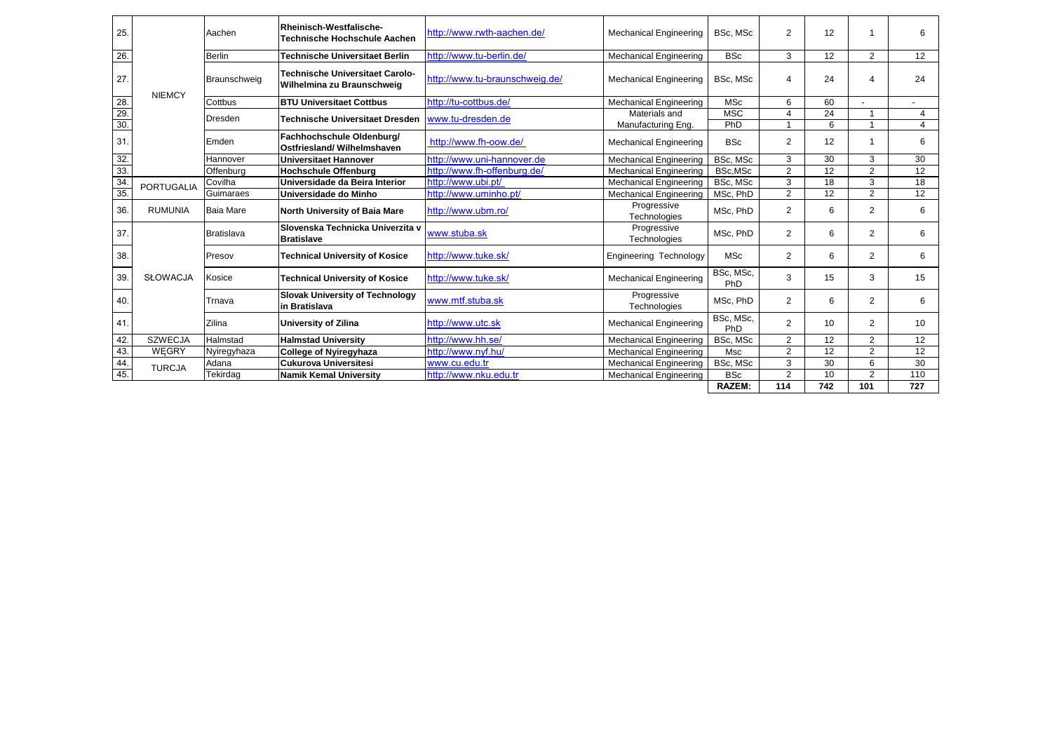| | | | | | | | | | | |
|---|---|---|---|---|---|---|---|---|---|---|
| 25. | NIEMCY | Aachen | **Rheinisch-Westfalische-Technische Hochschule Aachen** | http://www.rwth-aachen.de/ | Mechanical Engineering | BSc, MSc | 2 | 12 | 1 | 6 |
| 26. | | Berlin | **Technische Universitaet Berlin** | http://www.tu-berlin.de/ | Mechanical Engineering | BSc | 3 | 12 | 2 | 12 |
| 27. | | Braunschweig | **Technische Universitaet Carolo-Wilhelmina zu Braunschweig** | http://www.tu-braunschweig.de/ | Mechanical Engineering | BSc, MSc | 4 | 24 | 4 | 24 |
| 28. | | Cottbus | **BTU Universitaet Cottbus** | http://tu-cottbus.de/ | Mechanical Engineering | MSc | 6 | 60 | - | - |
| 29. | | Dresden | **Technische Universitaet Dresden** | www.tu-dresden.de | Materials and Manufacturing Eng. | MSC | 4 | 24 | 1 | 4 |
| 30. | | | | | | PhD | 1 | 6 | 1 | 4 |
| 31. | | Emden | **Fachhochschule Oldenburg/ Ostfriesland/ Wilhelmshaven** | http://www.fh-oow.de/ | Mechanical Engineering | BSc | 2 | 12 | 1 | 6 |
| 32. | | Hannover | **Universitaet Hannover** | http://www.uni-hannover.de | Mechanical Engineering | BSc, MSc | 3 | 30 | 3 | 30 |
| 33. | | Offenburg | **Hochschule Offenburg** | http://www.fh-offenburg.de/ | Mechanical Engineering | BSc,MSc | 2 | 12 | 2 | 12 |
| 34. | PORTUGALIA | Covilha | **Universidade da Beira Interior** | http://www.ubi.pt/ | Mechanical Engineering | BSc, MSc | 3 | 18 | 3 | 18 |
| 35. | | Guimaraes | **Universidade do Minho** | http://www.uminho.pt/ | Mechanical Engineering | MSc, PhD | 2 | 12 | 2 | 12 |
| 36. | RUMUNIA | Baia Mare | **North University of Baia Mare** | http://www.ubm.ro/ | Progressive Technologies | MSc, PhD | 2 | 6 | 2 | 6 |
| 37. | SŁOWACJA | Bratislava | **Slovenska Technicka Univerzita v Bratislave** | www.stuba.sk | Progressive Technologies | MSc, PhD | 2 | 6 | 2 | 6 |
| 38. | | Presov | **Technical University of Kosice** | http://www.tuke.sk/ | Engineering Technology | MSc | 2 | 6 | 2 | 6 |
| 39. | | Kosice | **Technical University of Kosice** | http://www.tuke.sk/ | Mechanical Engineering | BSc, MSc, PhD | 3 | 15 | 3 | 15 |
| 40. | | Trnava | **Slovak University of Technology in Bratislava** | www.mtf.stuba.sk | Progressive Technologies | MSc, PhD | 2 | 6 | 2 | 6 |
| 41. | | Zilina | **University of Zilina** | http://www.utc.sk | Mechanical Engineering | BSc, MSc, PhD | 2 | 10 | 2 | 10 |
| 42. | SZWECJA | Halmstad | **Halmstad University** | http://www.hh.se/ | Mechanical Engineering | BSc, MSc | 2 | 12 | 2 | 12 |
| 43. | WĘGRY | Nyiregyhaza | **College of Nyiregyhaza** | http://www.nyf.hu/ | Mechanical Engineering | Msc | 2 | 12 | 2 | 12 |
| 44. | TURCJA | Adana | **Cukurova Universitesi** | www.cu.edu.tr | Mechanical Engineering | BSc, MSc | 3 | 30 | 6 | 30 |
| 45. | | Tekirdag | **Namik Kemal University** | http://www.nku.edu.tr | Mechanical Engineering | BSc | 2 | 10 | 2 | 110 |
| | | | | | | **RAZEM:** | **114** | **742** | **101** | **727** |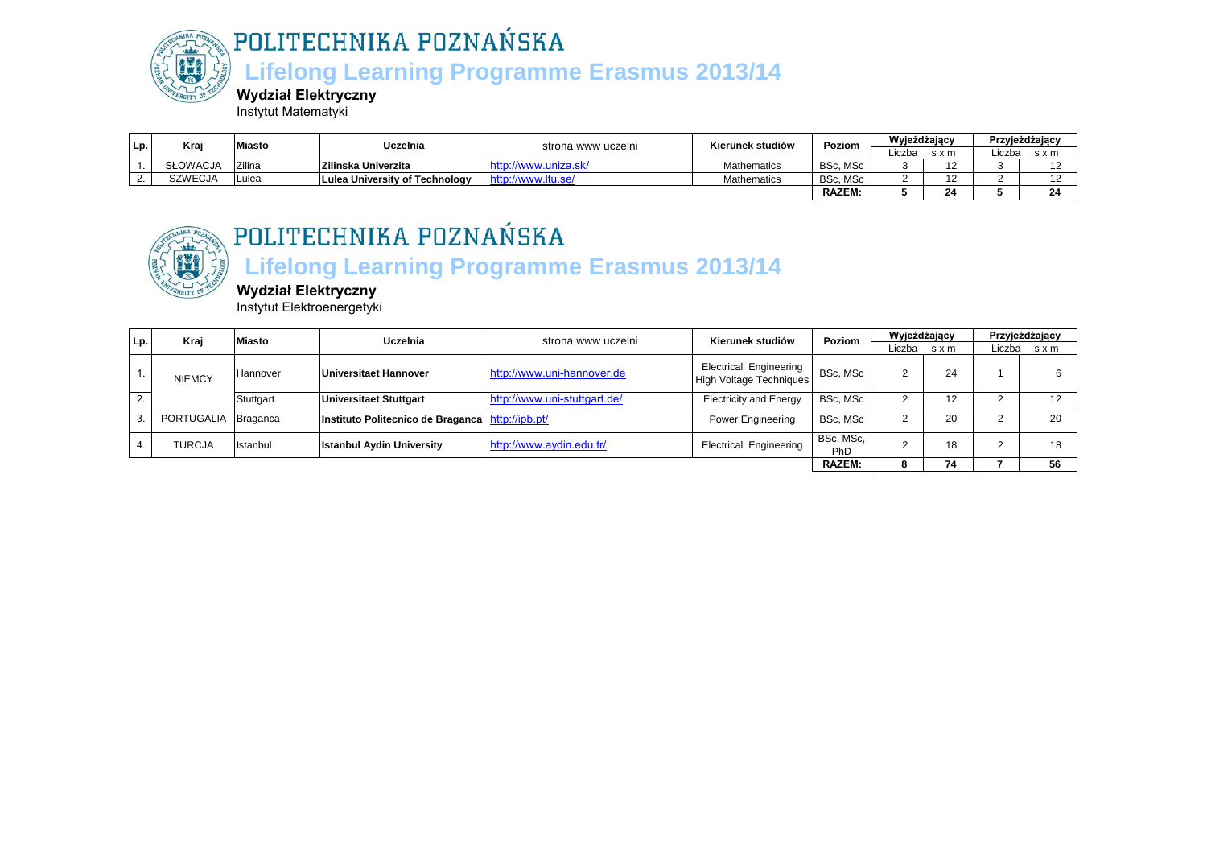# POLITECHNIKA POZNAŃSKA

## Lifelong Learning Programme Erasmus 2013/14

**Wydział Elektryczny**

Instytut Matematyki

| Lp. | Kraj | Miasto | Uczelnia | strona www uczelni | Kierunek studiów | Poziom | Wyjeżdżający | | Przyjeżdżający | |
|---|---|---|---|---|---|---|---|---|---|---|
| | | | | | | | Liczba | s x m | Liczba | s x m |
| 1. | SŁOWACJA | Zilina | **Zilinska Univerzita** | http://www.uniza.sk/ | Mathematics | BSc, MSc | 3 | 12 | 3 | 12 |
| 2. | SZWECJA | Lulea | **Lulea University of Technology** | http://www.ltu.se/ | Mathematics | BSc, MSc | 2 | 12 | 2 | 12 |
| | | | | | | **RAZEM:** | **5** | **24** | **5** | **24** |

# POLITECHNIKA POZNAŃSKA

## Lifelong Learning Programme Erasmus 2013/14

**Wydział Elektryczny**

Instytut Elektroenergetyki

| Lp. | Kraj | Miasto | Uczelnia | strona www uczelni | Kierunek studiów | Poziom | Wyjeżdżający | | Przyjeżdżający | |
|---|---|---|---|---|---|---|---|---|---|---|
| | | | | | | | Liczba | s x m | Liczba | s x m |
| 1. | NIEMCY | Hannover | **Universitaet Hannover** | http://www.uni-hannover.de | Electrical Engineering High Voltage Techniques | BSc, MSc | 2 | 24 | 1 | 6 |
| 2. | | Stuttgart | **Universitaet Stuttgart** | http://www.uni-stuttgart.de/ | Electricity and Energy | BSc, MSc | 2 | 12 | 2 | 12 |
| 3. | PORTUGALIA | Braganca | **Instituto Politecnico de Braganca** | http://ipb.pt/ | Power Engineering | BSc, MSc | 2 | 20 | 2 | 20 |
| 4. | TURCJA | Istanbul | **Istanbul Aydin University** | http://www.aydin.edu.tr/ | Electrical Engineering | BSc, MSc, PhD | 2 | 18 | 2 | 18 |
| | | | | | | **RAZEM:** | **8** | **74** | **7** | **56** |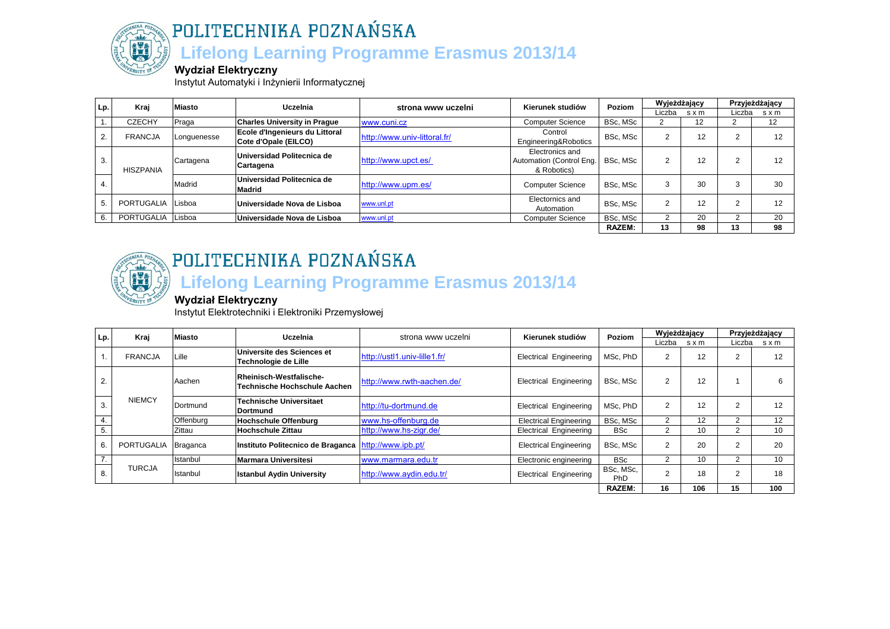# POLITECHNIKA POZNAŃSKA

## Lifelong Learning Programme Erasmus 2013/14

### Wydział Elektryczny

Instytut Automatyki i Inżynierii Informatycznej

| Lp. | Kraj | Miasto | Uczelnia | strona www uczelni | Kierunek studiów | Poziom | Wyjeżdżający | | Przyjeżdżający | |
|---|---|---|---|---|---|---|---|---|---|---|
| | | | | | | | Liczba | s x m | Liczba | s x m |
| 1. | CZECHY | Praga | **Charles University in Prague** | www.cuni.cz | Computer Science | BSc, MSc | 2 | 12 | 2 | 12 |
| 2. | FRANCJA | Longuenesse | **Ecole d'Ingenieurs du Littoral Cote d'Opale (EILCO)** | http://www.univ-littoral.fr/ | Control Engineering&Robotics | BSc, MSc | 2 | 12 | 2 | 12 |
| 3. | HISZPANIA | Cartagena | **Universidad Politecnica de Cartagena** | http://www.upct.es/ | Electronics and Automation (Control Eng. & Robotics) | BSc, MSc | 2 | 12 | 2 | 12 |
| 4. | | Madrid | **Universidad Politecnica de Madrid** | http://www.upm.es/ | Computer Science | BSc, MSc | 3 | 30 | 3 | 30 |
| 5. | PORTUGALIA | Lisboa | **Universidade Nova de Lisboa** | www.unl.pt | Electronics and Automation | BSc, MSc | 2 | 12 | 2 | 12 |
| 6. | PORTUGALIA | Lisboa | **Universidade Nova de Lisboa** | www.unl.pt | Computer Science | BSc, MSc | 2 | 20 | 2 | 20 |
| | | | | | | **RAZEM:** | **13** | **98** | **13** | **98** |

# POLITECHNIKA POZNAŃSKA

## Lifelong Learning Programme Erasmus 2013/14

### Wydział Elektryczny

Instytut Elektrotechniki i Elektroniki Przemysłowej

| Lp. | Kraj | Miasto | Uczelnia | strona www uczelni | Kierunek studiów | Poziom | Wyjeżdżający | | Przyjeżdżający | |
|---|---|---|---|---|---|---|---|---|---|---|
| | | | | | | | Liczba | s x m | Liczba | s x m |
| 1. | FRANCJA | Lille | **Universite des Sciences et Technologie de Lille** | http://ustl1.univ-lille1.fr/ | Electrical Engineering | MSc, PhD | 2 | 12 | 2 | 12 |
| 2. | NIEMCY | Aachen | **Rheinisch-Westfalische-Technische Hochschule Aachen** | http://www.rwth-aachen.de/ | Electrical Engineering | BSc, MSc | 2 | 12 | 1 | 6 |
| 3. | | Dortmund | **Technische Universitaet Dortmund** | http://tu-dortmund.de | Electrical Engineering | MSc, PhD | 2 | 12 | 2 | 12 |
| 4. | | Offenburg | **Hochschule Offenburg** | www.hs-offenburg.de | Electrical Engineering | BSc, MSc | 2 | 12 | 2 | 12 |
| 5. | | Zittau | **Hochschule Zittau** | http://www.hs-zigr.de/ | Electrical Engineering | BSc | 2 | 10 | 2 | 10 |
| 6. | PORTUGALIA | Braganca | **Instituto Politecnico de Braganca** | http://www.ipb.pt/ | Electrical Engineering | BSc, MSc | 2 | 20 | 2 | 20 |
| 7. | TURCJA | Istanbul | **Marmara Universitesi** | www.marmara.edu.tr | Electronic engineering | BSc | 2 | 10 | 2 | 10 |
| 8. | | Istanbul | **Istanbul Aydin University** | http://www.aydin.edu.tr/ | Electrical Engineering | BSc, MSc, PhD | 2 | 18 | 2 | 18 |
| | | | | | | **RAZEM:** | **16** | **106** | **15** | **100** |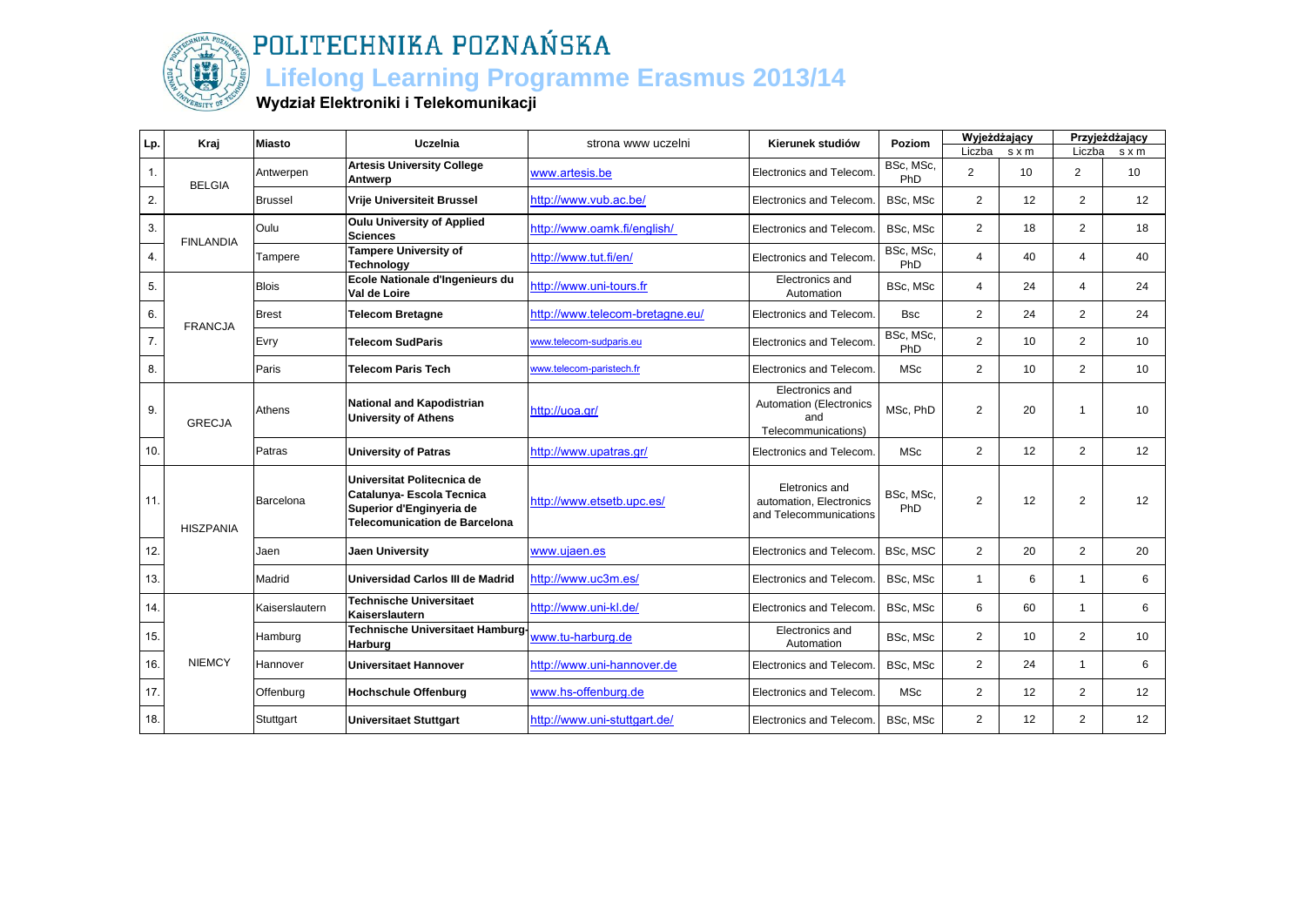# POLITECHNIKA POZNAŃSKA

## Lifelong Learning Programme Erasmus 2013/14

### Wydział Elektroniki i Telekomunikacji

| Lp. | Kraj | Miasto | Uczelnia | strona www uczelni | Kierunek studiów | Poziom | Wyjeżdżający | | Przyjeżdżający | |
|---|---|---|---|---|---|---|---|---|---|---|
| | | | | | | | Liczba | s x m | Liczba | s x m |
| 1. | BELGIA | Antwerpen | **Artesis University College Antwerp** | www.artesis.be | Electronics and Telecom. | BSc, MSc, PhD | 2 | 10 | 2 | 10 |
| 2. | | Brussel | **Vrije Universiteit Brussel** | http://www.vub.ac.be/ | Electronics and Telecom. | BSc, MSc | 2 | 12 | 2 | 12 |
| 3. | FINLANDIA | Oulu | **Oulu University of Applied Sciences** | http://www.oamk.fi/english/ | Electronics and Telecom. | BSc, MSc | 2 | 18 | 2 | 18 |
| 4. | | Tampere | **Tampere University of Technology** | http://www.tut.fi/en/ | Electronics and Telecom. | BSc, MSc, PhD | 4 | 40 | 4 | 40 |
| 5. | FRANCJA | Blois | **Ecole Nationale d'Ingenieurs du Val de Loire** | http://www.uni-tours.fr | Electronics and Automation | BSc, MSc | 4 | 24 | 4 | 24 |
| 6. | | Brest | **Telecom Bretagne** | http://www.telecom-bretagne.eu/ | Electronics and Telecom. | Bsc | 2 | 24 | 2 | 24 |
| 7. | | Evry | **Telecom SudParis** | www.telecom-sudparis.eu | Electronics and Telecom. | BSc, MSc, PhD | 2 | 10 | 2 | 10 |
| 8. | | Paris | **Telecom Paris Tech** | www.telecom-paristech.fr | Electronics and Telecom. | MSc | 2 | 10 | 2 | 10 |
| 9. | GRECJA | Athens | **National and Kapodistrian University of Athens** | http://uoa.gr/ | Electronics and Automation (Electronics and Telecommunications) | MSc, PhD | 2 | 20 | 1 | 10 |
| 10. | | Patras | **University of Patras** | http://www.upatras.gr/ | Electronics and Telecom. | MSc | 2 | 12 | 2 | 12 |
| 11. | HISZPANIA | Barcelona | **Universitat Politecnica de Catalunya- Escola Tecnica Superior d'Enginyeria de Telecomunication de Barcelona** | http://www.etsetb.upc.es/ | Eletronics and automation, Electronics and Telecommunications | BSc, MSc, PhD | 2 | 12 | 2 | 12 |
| 12. | | Jaen | **Jaen University** | www.ujaen.es | Electronics and Telecom. | BSc, MSC | 2 | 20 | 2 | 20 |
| 13. | | Madrid | **Universidad Carlos III de Madrid** | http://www.uc3m.es/ | Electronics and Telecom. | BSc, MSc | 1 | 6 | 1 | 6 |
| 14. | NIEMCY | Kaiserslautern | **Technische Universitaet Kaiserslautern** | http://www.uni-kl.de/ | Electronics and Telecom. | BSc, MSc | 6 | 60 | 1 | 6 |
| 15. | | Hamburg | **Technische Universitaet Hamburg-Harburg** | www.tu-harburg.de | Electronics and Automation | BSc, MSc | 2 | 10 | 2 | 10 |
| 16. | | Hannover | **Universitaet Hannover** | http://www.uni-hannover.de | Electronics and Telecom. | BSc, MSc | 2 | 24 | 1 | 6 |
| 17. | | Offenburg | **Hochschule Offenburg** | www.hs-offenburg.de | Electronics and Telecom. | MSc | 2 | 12 | 2 | 12 |
| 18. | | Stuttgart | **Universitaet Stuttgart** | http://www.uni-stuttgart.de/ | Electronics and Telecom. | BSc, MSc | 2 | 12 | 2 | 12 |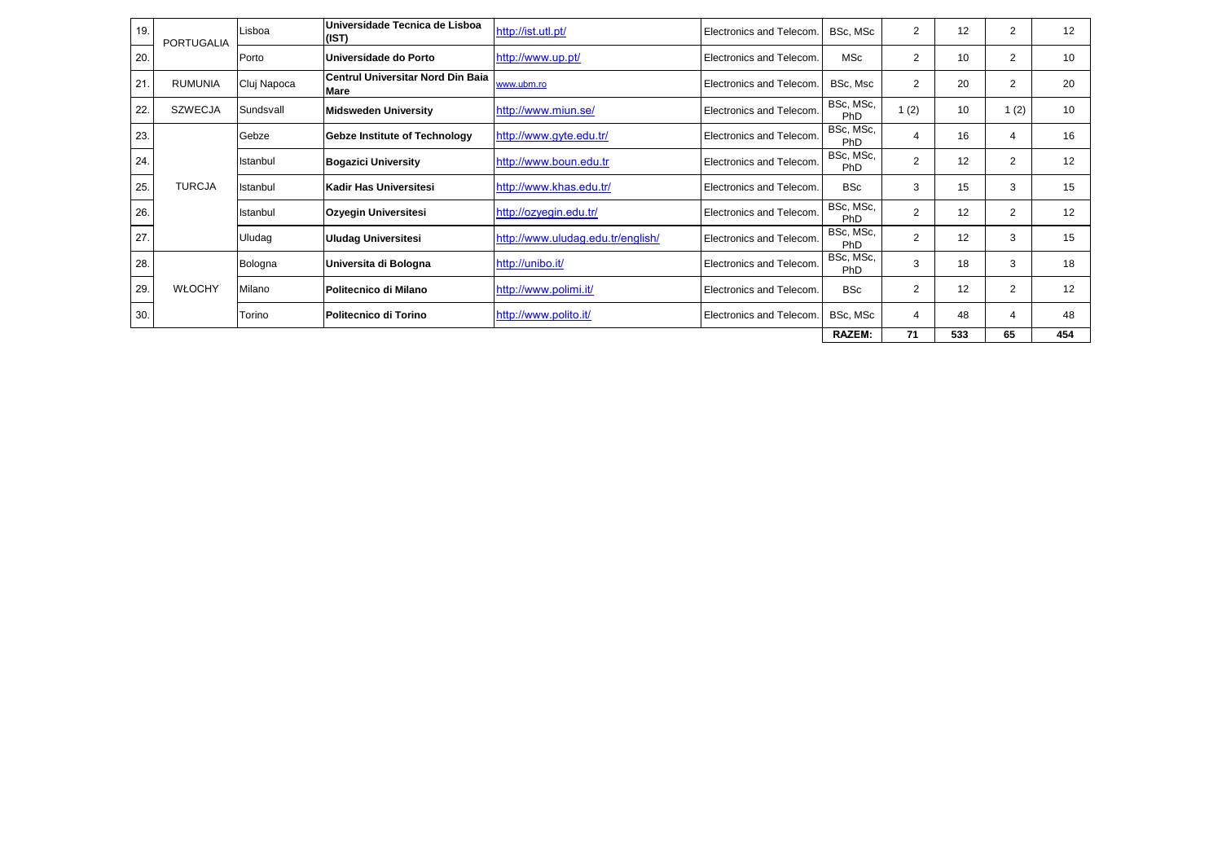| | | | | | | | | | | |
|---|---|---|---|---|---|---|---|---|---|---|
| 19. | PORTUGALIA | Lisboa | **Universidade Tecnica de Lisboa (IST)** | http://ist.utl.pt/ | Electronics and Telecom. | BSc, MSc | 2 | 12 | 2 | 12 |
| 20. | | Porto | **Universidade do Porto** | http://www.up.pt/ | Electronics and Telecom. | MSc | 2 | 10 | 2 | 10 |
| 21. | RUMUNIA | Cluj Napoca | **Centrul Universitar Nord Din Baia Mare** | www.ubm.ro | Electronics and Telecom. | BSc, Msc | 2 | 20 | 2 | 20 |
| 22. | SZWECJA | Sundsvall | **Midsweden University** | http://www.miun.se/ | Electronics and Telecom. | BSc, MSc, PhD | 1 (2) | 10 | 1 (2) | 10 |
| 23. | TURCJA | Gebze | **Gebze Institute of Technology** | http://www.gyte.edu.tr/ | Electronics and Telecom. | BSc, MSc, PhD | 4 | 16 | 4 | 16 |
| 24. | | Istanbul | **Bogazici University** | http://www.boun.edu.tr | Electronics and Telecom. | BSc, MSc, PhD | 2 | 12 | 2 | 12 |
| 25. | | Istanbul | **Kadir Has Universitesi** | http://www.khas.edu.tr/ | Electronics and Telecom. | BSc | 3 | 15 | 3 | 15 |
| 26. | | Istanbul | **Ozyegin Universitesi** | http://ozyegin.edu.tr/ | Electronics and Telecom. | BSc, MSc, PhD | 2 | 12 | 2 | 12 |
| 27. | | Uludag | **Uludag Universitesi** | http://www.uludag.edu.tr/english/ | Electronics and Telecom. | BSc, MSc, PhD | 2 | 12 | 3 | 15 |
| 28. | WŁOCHY | Bologna | **Universita di Bologna** | http://unibo.it/ | Electronics and Telecom. | BSc, MSc, PhD | 3 | 18 | 3 | 18 |
| 29. | | Milano | **Politecnico di Milano** | http://www.polimi.it/ | Electronics and Telecom. | BSc | 2 | 12 | 2 | 12 |
| 30. | | Torino | **Politecnico di Torino** | http://www.polito.it/ | Electronics and Telecom. | BSc, MSc | 4 | 48 | 4 | 48 |
| | | | | | | **RAZEM:** | **71** | **533** | **65** | **454** |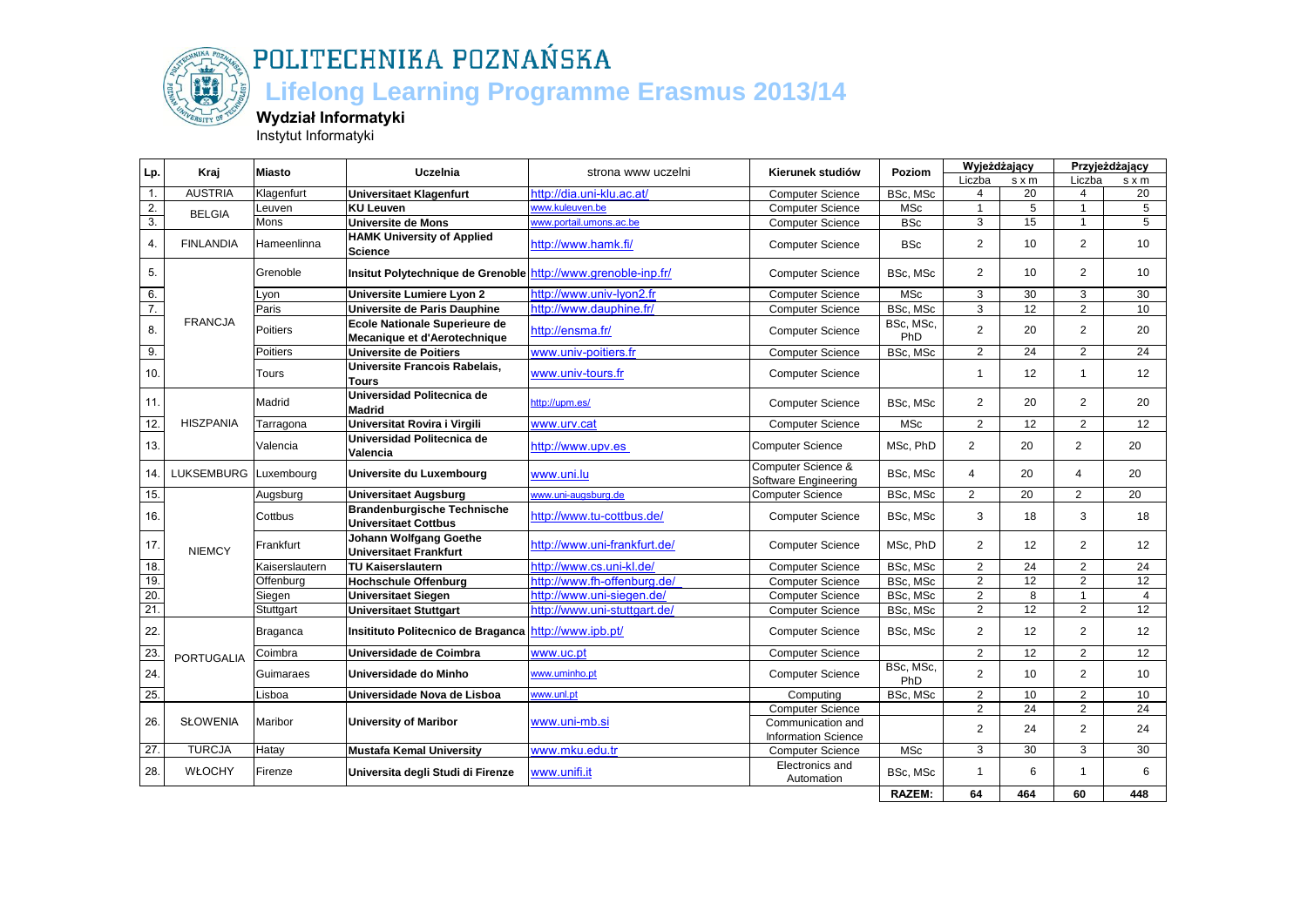# POLITECHNIKA POZNAŃSKA

## Lifelong Learning Programme Erasmus 2013/14

**Wydział Informatyki**

Instytut Informatyki

| Lp. | Kraj | Miasto | Uczelnia | strona www uczelni | Kierunek studiów | Poziom | Wyjeżdżający | | Przyjeżdżający | |
|---|---|---|---|---|---|---|---|---|---|---|
| | | | | | | | Liczba | s x m | Liczba | s x m |
| 1. | AUSTRIA | Klagenfurt | **Universitaet Klagenfurt** | http://dia.uni-klu.ac.at/ | Computer Science | BSc, MSc | 4 | 20 | 4 | 20 |
| 2. | BELGIA | Leuven | **KU Leuven** | www.kuleuven.be | Computer Science | MSc | 1 | 5 | 1 | 5 |
| 3. | | Mons | **Universite de Mons** | www.portail.umons.ac.be | Computer Science | BSc | 3 | 15 | 1 | 5 |
| 4. | FINLANDIA | Hameenlinna | **HAMK University of Applied Science** | http://www.hamk.fi/ | Computer Science | BSc | 2 | 10 | 2 | 10 |
| 5. | FRANCJA | Grenoble | **Insitut Polytechnique de Grenoble** | http://www.grenoble-inp.fr/ | Computer Science | BSc, MSc | 2 | 10 | 2 | 10 |
| 6. | | Lyon | **Universite Lumiere Lyon 2** | http://www.univ-lyon2.fr | Computer Science | MSc | 3 | 30 | 3 | 30 |
| 7. | | Paris | **Universite de Paris Dauphine** | http://www.dauphine.fr/ | Computer Science | BSc, MSc | 3 | 12 | 2 | 10 |
| 8. | | Poitiers | **Ecole Nationale Superieure de Mecanique et d'Aerotechnique** | http://ensma.fr/ | Computer Science | BSc, MSc, PhD | 2 | 20 | 2 | 20 |
| 9. | | Poitiers | **Universite de Poitiers** | www.univ-poitiers.fr | Computer Science | BSc, MSc | 2 | 24 | 2 | 24 |
| 10. | | Tours | **Universite Francois Rabelais, Tours** | www.univ-tours.fr | Computer Science | | 1 | 12 | 1 | 12 |
| 11. | HISZPANIA | Madrid | **Universidad Politecnica de Madrid** | http://upm.es/ | Computer Science | BSc, MSc | 2 | 20 | 2 | 20 |
| 12. | | Tarragona | **Universitat Rovira i Virgili** | www.urv.cat | Computer Science | MSc | 2 | 12 | 2 | 12 |
| 13. | | Valencia | **Universidad Politecnica de Valencia** | http://www.upv.es | Computer Science | MSc, PhD | 2 | 20 | 2 | 20 |
| 14. | LUKSEMBURG | Luxembourg | **Universite du Luxembourg** | www.uni.lu | Computer Science & Software Engineering | BSc, MSc | 4 | 20 | 4 | 20 |
| 15. | NIEMCY | Augsburg | **Universitaet Augsburg** | www.uni-augsburg.de | Computer Science | BSc, MSc | 2 | 20 | 2 | 20 |
| 16. | | Cottbus | **Brandenburgische Technische Universitaet Cottbus** | http://www.tu-cottbus.de/ | Computer Science | BSc, MSc | 3 | 18 | 3 | 18 |
| 17. | | Frankfurt | **Johann Wolfgang Goethe Universitaet Frankfurt** | http://www.uni-frankfurt.de/ | Computer Science | MSc, PhD | 2 | 12 | 2 | 12 |
| 18. | | Kaiserslautern | **TU Kaiserslautern** | http://www.cs.uni-kl.de/ | Computer Science | BSc, MSc | 2 | 24 | 2 | 24 |
| 19. | | Offenburg | **Hochschule Offenburg** | http://www.fh-offenburg.de/ | Computer Science | BSc, MSc | 2 | 12 | 2 | 12 |
| 20. | | Siegen | **Universitaet Siegen** | http://www.uni-siegen.de/ | Computer Science | BSc, MSc | 2 | 8 | 1 | 4 |
| 21. | | Stuttgart | **Universitaet Stuttgart** | http://www.uni-stuttgart.de/ | Computer Science | BSc, MSc | 2 | 12 | 2 | 12 |
| 22. | PORTUGALIA | Braganca | **Insitituto Politecnico de Braganca** | http://www.ipb.pt/ | Computer Science | BSc, MSc | 2 | 12 | 2 | 12 |
| 23. | | Coimbra | **Universidade de Coimbra** | www.uc.pt | Computer Science | | 2 | 12 | 2 | 12 |
| 24. | | Guimaraes | **Universidade do Minho** | www.uminho.pt | Computer Science | BSc, MSc, PhD | 2 | 10 | 2 | 10 |
| 25. | | Lisboa | **Universidade Nova de Lisboa** | www.unl.pt | Computing | BSc, MSc | 2 | 10 | 2 | 10 |
| 26. | SŁOWENIA | Maribor | **University of Maribor** | www.uni-mb.si | Computer Science | | 2 | 24 | 2 | 24 |
| | | | | | Communication and Information Science | | 2 | 24 | 2 | 24 |
| 27. | TURCJA | Hatay | **Mustafa Kemal University** | www.mku.edu.tr | Computer Science | MSc | 3 | 30 | 3 | 30 |
| 28. | WŁOCHY | Firenze | **Universita degli Studi di Firenze** | www.unifi.it | Electronics and Automation | BSc, MSc | 1 | 6 | 1 | 6 |
| | | | | | | **RAZEM:** | **64** | **464** | **60** | **448** |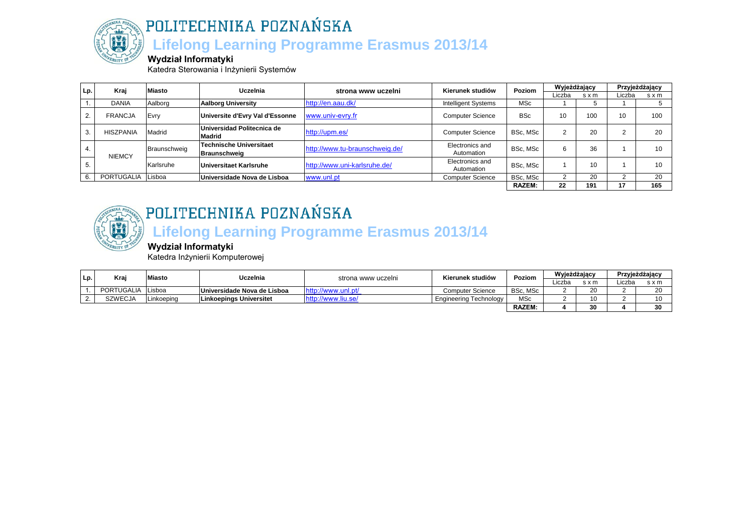# POLITECHNIKA POZNAŃSKA

## Lifelong Learning Programme Erasmus 2013/14

### Wydział Informatyki

Katedra Sterowania i Inżynierii Systemów

| Lp. | Kraj | Miasto | Uczelnia | strona www uczelni | Kierunek studiów | Poziom | Wyjeżdżający | | Przyjeżdżający | |
|---|---|---|---|---|---|---|---|---|---|---|
| | | | | | | | Liczba | s x m | Liczba | s x m |
| 1. | DANIA | Aalborg | **Aalborg University** | http://en.aau.dk/ | Intelligent Systems | MSc | 1 | 5 | 1 | 5 |
| 2. | FRANCJA | Evry | **Universite d'Evry Val d'Essonne** | www.univ-evry.fr | Computer Science | BSc | 10 | 100 | 10 | 100 |
| 3. | HISZPANIA | Madrid | **Universidad Politecnica de Madrid** | http://upm.es/ | Computer Science | BSc, MSc | 2 | 20 | 2 | 20 |
| 4. | NIEMCY | Braunschweig | **Technische Universitaet Braunschweig** | http://www.tu-braunschweig.de/ | Electronics and Automation | BSc, MSc | 6 | 36 | 1 | 10 |
| 5. | | Karlsruhe | **Universitaet Karlsruhe** | http://www.uni-karlsruhe.de/ | Electronics and Automation | BSc, MSc | 1 | 10 | 1 | 10 |
| 6. | PORTUGALIA | Lisboa | **Universidade Nova de Lisboa** | www.unl.pt | Computer Science | BSc, MSc | 2 | 20 | 2 | 20 |
| | | | | | | **RAZEM:** | **22** | **191** | **17** | **165** |

# POLITECHNIKA POZNAŃSKA

## Lifelong Learning Programme Erasmus 2013/14

### Wydział Informatyki

Katedra Inżynierii Komputerowej

| Lp. | Kraj | Miasto | Uczelnia | strona www uczelni | Kierunek studiów | Poziom | Wyjeżdżający | | Przyjeżdżający | |
|---|---|---|---|---|---|---|---|---|---|---|
| | | | | | | | Liczba | s x m | Liczba | s x m |
| 1. | PORTUGALIA | Lisboa | **Universidade Nova de Lisboa** | http://www.unl.pt/ | Computer Science | BSc, MSc | 2 | 20 | 2 | 20 |
| 2. | SZWECJA | Linkoeping | **Linkoepings Universitet** | http://www.liu.se/ | Engineering Technology | MSc | 2 | 10 | 2 | 10 |
| | | | | | | **RAZEM:** | **4** | **30** | **4** | **30** |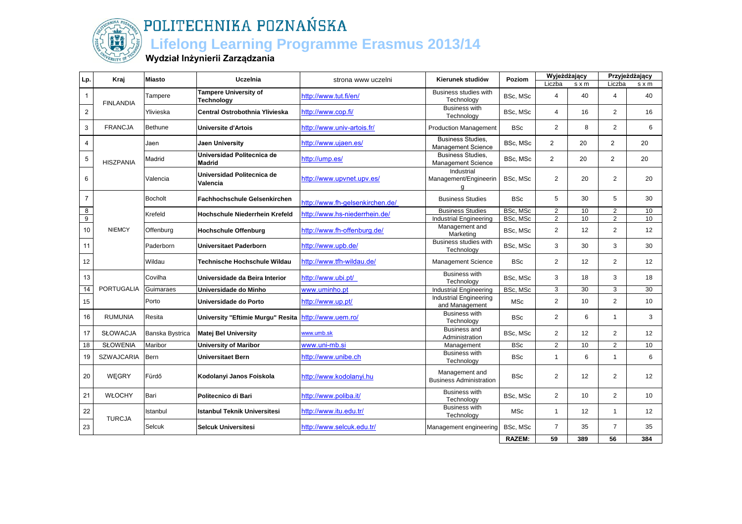# POLITECHNIKA POZNAŃSKA

## Lifelong Learning Programme Erasmus 2013/14

### Wydział Inżynierii Zarządzania

| Lp. | Kraj | Miasto | Uczelnia | strona www uczelni | Kierunek studiów | Poziom | Wyjeżdżający | | Przyjeżdżający | |
|---|---|---|---|---|---|---|---|---|---|---|
| | | | | | | | Liczba | s x m | Liczba | s x m |
| 1 | FINLANDIA | Tampere | **Tampere University of Technology** | http://www.tut.fi/en/ | Business studies with Technology | BSc, MSc | 4 | 40 | 4 | 40 |
| 2 | | Ylivieska | **Central Ostrobothnia Ylivieska** | http://www.cop.fi/ | Business with Technology | BSc, MSc | 4 | 16 | 2 | 16 |
| 3 | FRANCJA | Bethune | **Universite d'Artois** | http://www.univ-artois.fr/ | Production Management | BSc | 2 | 8 | 2 | 6 |
| 4 | HISZPANIA | Jaen | **Jaen University** | http://www.ujaen.es/ | Business Studies, Management Science | BSc, MSc | 2 | 20 | 2 | 20 |
| 5 | | Madrid | **Universidad Politecnica de Madrid** | http://ump.es/ | Business Studies, Management Science | BSc, MSc | 2 | 20 | 2 | 20 |
| 6 | | Valencia | **Universidad Politecnica de Valencia** | http://www.upvnet.upv.es/ | Industrial Management/Engineering | BSc, MSc | 2 | 20 | 2 | 20 |
| 7 | NIEMCY | Bocholt | **Fachhochschule Gelsenkirchen** | http://www.fh-gelsenkirchen.de/ | Business Studies | BSc | 5 | 30 | 5 | 30 |
| 8 | | Krefeld | **Hochschule Niederrhein Krefeld** | http://www.hs-niederrhein.de/ | Business Studies | BSc, MSc | 2 | 10 | 2 | 10 |
| 9 | | | | | Industrial Engineering | BSc, MSc | 2 | 10 | 2 | 10 |
| 10 | | Offenburg | **Hochschule Offenburg** | http://www.fh-offenburg.de/ | Management and Marketing | BSc, MSc | 2 | 12 | 2 | 12 |
| 11 | | Paderborn | **Universitaet Paderborn** | http://www.upb.de/ | Business studies with Technology | BSc, MSc | 3 | 30 | 3 | 30 |
| 12 | | Wildau | **Technische Hochschule Wildau** | http://www.tfh-wildau.de/ | Management Science | BSc | 2 | 12 | 2 | 12 |
| 13 | PORTUGALIA | Covilha | **Universidade da Beira Interior** | http://www.ubi.pt/ | Business with Technology | BSc, MSc | 3 | 18 | 3 | 18 |
| 14 | | Guimaraes | **Universidade do Minho** | www.uminho.pt | Industrial Engineering | BSc, MSc | 3 | 30 | 3 | 30 |
| 15 | | Porto | **Universidade do Porto** | http://www.up.pt/ | Industrial Engineering and Management | MSc | 2 | 10 | 2 | 10 |
| 16 | RUMUNIA | Resita | **University "Eftimie Murgu" Resita** | http://www.uem.ro/ | Business with Technology | BSc | 2 | 6 | 1 | 3 |
| 17 | SŁOWACJA | Banska Bystrica | **Matej Bel University** | www.umb.sk | Business and Administration | BSc, MSc | 2 | 12 | 2 | 12 |
| 18 | SŁOWENIA | Maribor | **University of Maribor** | www.uni-mb.si | Management | BSc | 2 | 10 | 2 | 10 |
| 19 | SZWAJCARIA | Bern | **Universitaet Bern** | http://www.unibe.ch | Business with Technology | BSc | 1 | 6 | 1 | 6 |
| 20 | WĘGRY | Fürdő | **Kodolanyi Janos Foiskola** | http://www.kodolanyi.hu | Management and Business Administration | BSc | 2 | 12 | 2 | 12 |
| 21 | WŁOCHY | Bari | **Politecnico di Bari** | http://www.poliba.it/ | Business with Technology | BSc, MSc | 2 | 10 | 2 | 10 |
| 22 | TURCJA | Istanbul | **Istanbul Teknik Universitesi** | http://www.itu.edu.tr/ | Business with Technology | MSc | 1 | 12 | 1 | 12 |
| 23 | | Selcuk | **Selcuk Universitesi** | http://www.selcuk.edu.tr/ | Management engineering | BSc, MSc | 7 | 35 | 7 | 35 |
| | | | | | | **RAZEM:** | **59** | **389** | **56** | **384** |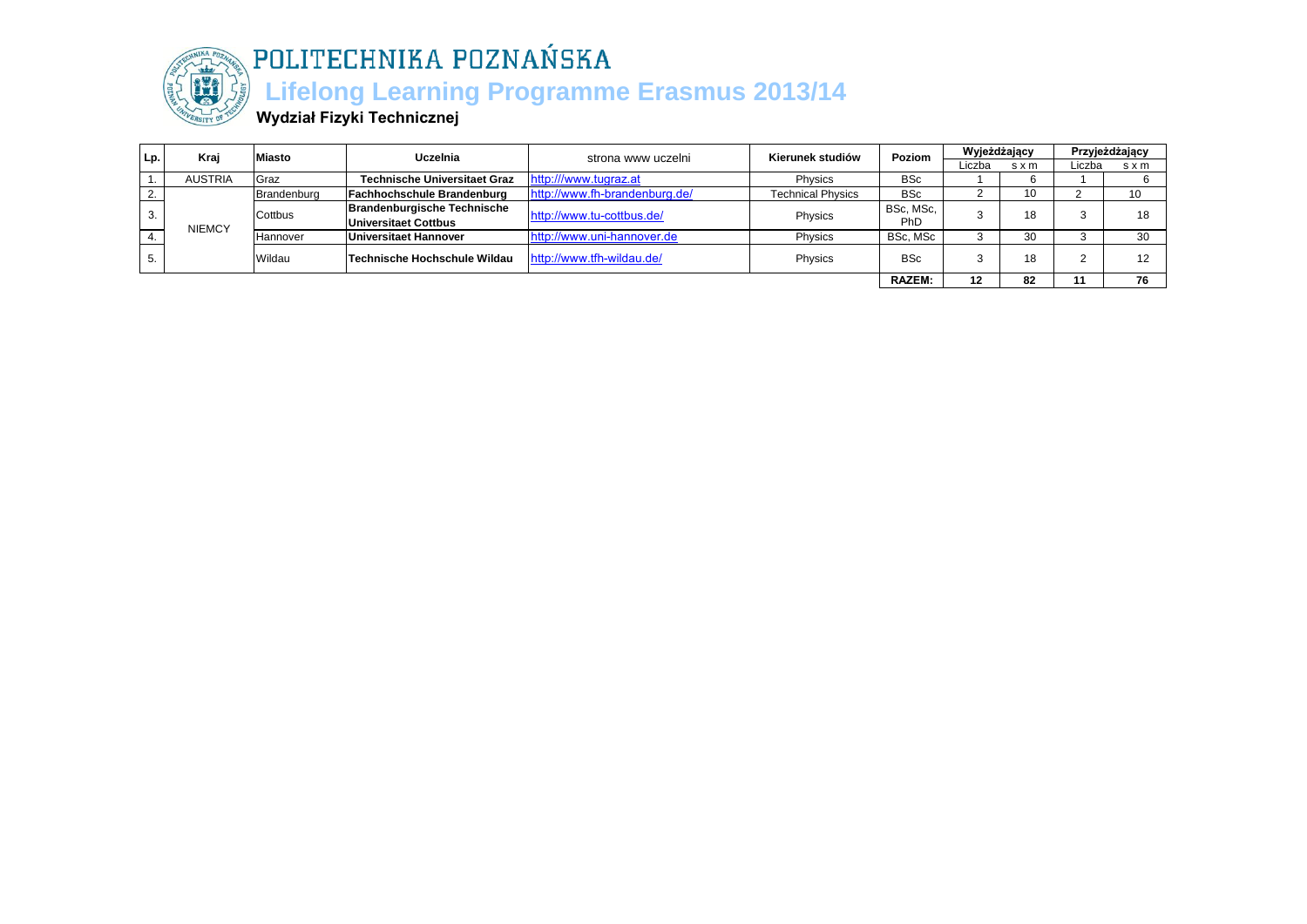# POLITECHNIKA POZNAŃSKA

## Lifelong Learning Programme Erasmus 2013/14

### Wydział Fizyki Technicznej

| Lp. | Kraj | Miasto | Uczelnia | strona www uczelni | Kierunek studiów | Poziom | Wyjeżdżający | | Przyjeżdżający | |
|---|---|---|---|---|---|---|---|---|---|---|
| | | | | | | | Liczba | s x m | Liczba | s x m |
| 1. | AUSTRIA | Graz | **Technische Universitaet Graz** | http:///www.tugraz.at | Physics | BSc | 1 | 6 | 1 | 6 |
| 2. | NIEMCY | Brandenburg | **Fachhochschule Brandenburg** | http://www.fh-brandenburg.de/ | Technical Physics | BSc | 2 | 10 | 2 | 10 |
| 3. | | Cottbus | **Brandenburgische Technische Universitaet Cottbus** | http://www.tu-cottbus.de/ | Physics | BSc, MSc, PhD | 3 | 18 | 3 | 18 |
| 4. | | Hannover | **Universitaet Hannover** | http://www.uni-hannover.de | Physics | BSc, MSc | 3 | 30 | 3 | 30 |
| 5. | | Wildau | **Technische Hochschule Wildau** | http://www.tfh-wildau.de/ | Physics | BSc | 3 | 18 | 2 | 12 |
| | | | | | | **RAZEM:** | **12** | **82** | **11** | **76** |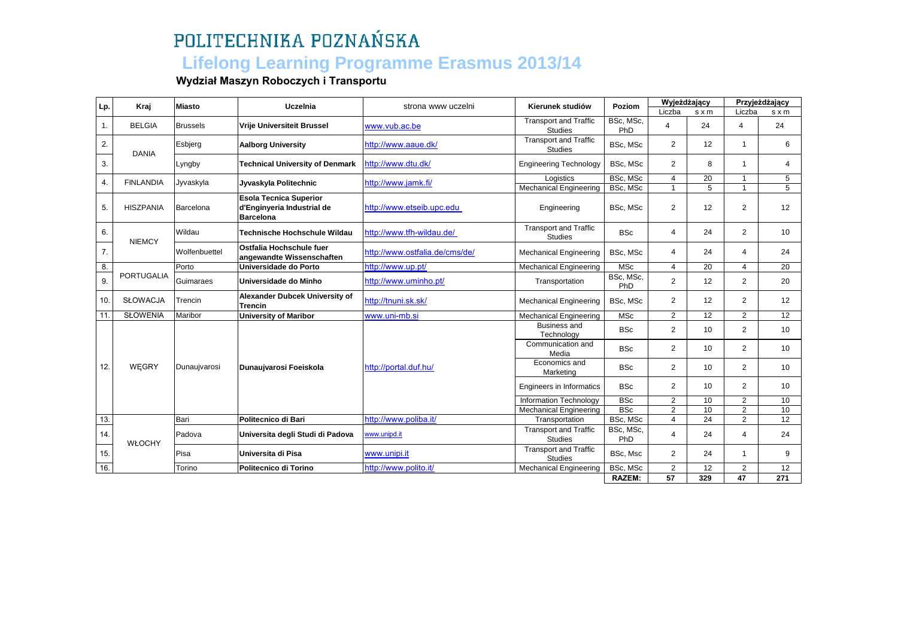# POLITECHNIKA POZNAŃSKA

## Lifelong Learning Programme Erasmus 2013/14

### Wydział Maszyn Roboczych i Transportu

| Lp. | Kraj | Miasto | Uczelnia | strona www uczelni | Kierunek studiów | Poziom | Wyjeżdżający | | Przyjeżdżający | |
|---|---|---|---|---|---|---|---|---|---|---|
| | | | | | | | Liczba | s x m | Liczba | s x m |
| 1. | BELGIA | Brussels | **Vrije Universiteit Brussel** | www.vub.ac.be | Transport and Traffic Studies | BSc, MSc, PhD | 4 | 24 | 4 | 24 |
| 2. | DANIA | Esbjerg | **Aalborg University** | http://www.aaue.dk/ | Transport and Traffic Studies | BSc, MSc | 2 | 12 | 1 | 6 |
| 3. | | Lyngby | **Technical University of Denmark** | http://www.dtu.dk/ | Engineering Technology | BSc, MSc | 2 | 8 | 1 | 4 |
| 4. | FINLANDIA | Jyvaskyla | **Jyvaskyla Politechnic** | http://www.jamk.fi/ | Logistics | BSc, MSc | 4 | 20 | 1 | 5 |
| | | | | | Mechanical Engineering | BSc, MSc | 1 | 5 | 1 | 5 |
| 5. | HISZPANIA | Barcelona | **Esola Tecnica Superior d'Enginyeria Industrial de Barcelona** | http://www.etseib.upc.edu | Engineering | BSc, MSc | 2 | 12 | 2 | 12 |
| 6. | NIEMCY | Wildau | **Technische Hochschule Wildau** | http://www.tfh-wildau.de/ | Transport and Traffic Studies | BSc | 4 | 24 | 2 | 10 |
| 7. | | Wolfenbuettel | **Ostfalia Hochschule fuer angewandte Wissenschaften** | http://www.ostfalia.de/cms/de/ | Mechanical Engineering | BSc, MSc | 4 | 24 | 4 | 24 |
| 8. | PORTUGALIA | Porto | **Universidade do Porto** | http://www.up.pt/ | Mechanical Engineering | MSc | 4 | 20 | 4 | 20 |
| 9. | | Guimaraes | **Universidade do Minho** | http://www.uminho.pt/ | Transportation | BSc, MSc, PhD | 2 | 12 | 2 | 20 |
| 10. | SŁOWACJA | Trencin | **Alexander Dubcek University of Trencin** | http://tnuni.sk.sk/ | Mechanical Engineering | BSc, MSc | 2 | 12 | 2 | 12 |
| 11. | SŁOWENIA | Maribor | **University of Maribor** | www.uni-mb.si | Mechanical Engineering | MSc | 2 | 12 | 2 | 12 |
| 12. | WĘGRY | Dunaujvarosi | **Dunaujvarosi Foeiskola** | http://portal.duf.hu/ | Business and Technology | BSc | 2 | 10 | 2 | 10 |
| | | | | | Communication and Media | BSc | 2 | 10 | 2 | 10 |
| | | | | | Economics and Marketing | BSc | 2 | 10 | 2 | 10 |
| | | | | | Engineers in Informatics | BSc | 2 | 10 | 2 | 10 |
| | | | | | Information Technology | BSc | 2 | 10 | 2 | 10 |
| | | | | | Mechanical Engineering | BSc | 2 | 10 | 2 | 10 |
| 13. | WŁOCHY | Bari | **Politecnico di Bari** | http://www.poliba.it/ | Transportation | BSc, MSc | 4 | 24 | 2 | 12 |
| 14. | | Padova | **Universita degli Studi di Padova** | www.unipd.it | Transport and Traffic Studies | BSc, MSc, PhD | 4 | 24 | 4 | 24 |
| 15. | | Pisa | **Universita di Pisa** | www.unipi.it | Transport and Traffic Studies | BSc, Msc | 2 | 24 | 1 | 9 |
| 16. | | Torino | **Politecnico di Torino** | http://www.polito.it/ | Mechanical Engineering | BSc, MSc | 2 | 12 | 2 | 12 |
| | | | | | | **RAZEM:** | **57** | **329** | **47** | **271** |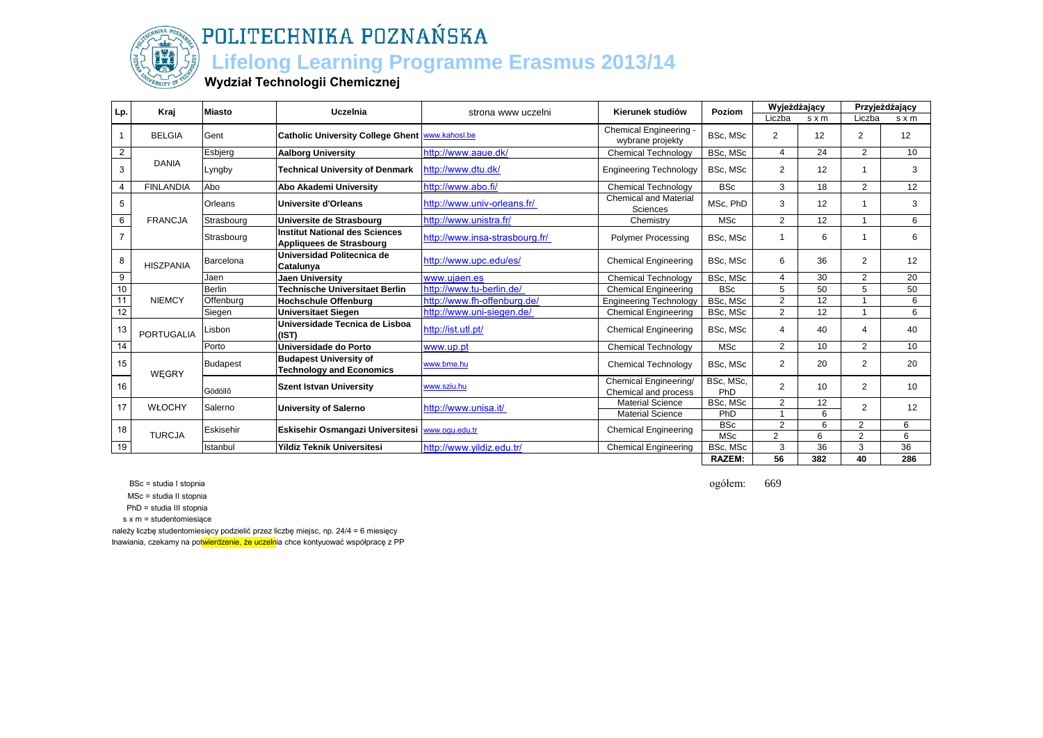# POLITECHNIKA POZNAŃSKA

## Lifelong Learning Programme Erasmus 2013/14

### Wydział Technologii Chemicznej

| Lp. | Kraj | Miasto | Uczelnia | strona www uczelni | Kierunek studiów | Poziom | Wyjeżdżający | | Przyjeżdżający | |
|---|---|---|---|---|---|---|---|---|---|---|
| | | | | | | | Liczba | s x m | Liczba | s x m |
| 1 | BELGIA | Gent | **Catholic University College Ghent** | www.kahosl.be | Chemical Engineering - wybrane projekty | BSc, MSc | 2 | 12 | 2 | 12 |
| 2 | DANIA | Esbjerg | **Aalborg University** | http://www.aaue.dk/ | Chemical Technology | BSc, MSc | 4 | 24 | 2 | 10 |
| 3 | | Lyngby | **Technical University of Denmark** | http://www.dtu.dk/ | Engineering Technology | BSc, MSc | 2 | 12 | 1 | 3 |
| 4 | FINLANDIA | Abo | **Abo Akademi University** | http://www.abo.fi/ | Chemical Technology | BSc | 3 | 18 | 2 | 12 |
| 5 | FRANCJA | Orleans | **Universite d'Orleans** | http://www.univ-orleans.fr/ | Chemical and Material Sciences | MSc, PhD | 3 | 12 | 1 | 3 |
| 6 | | Strasbourg | **Universite de Strasbourg** | http://www.unistra.fr/ | Chemistry | MSc | 2 | 12 | 1 | 6 |
| 7 | | Strasbourg | **Institut National des Sciences Appliquees de Strasbourg** | http://www.insa-strasbourg.fr/ | Polymer Processing | BSc, MSc | 1 | 6 | 1 | 6 |
| 8 | HISZPANIA | Barcelona | **Universidad Politecnica de Catalunya** | http://www.upc.edu/es/ | Chemical Engineering | BSc, MSc | 6 | 36 | 2 | 12 |
| 9 | | Jaen | **Jaen University** | www.ujaen.es | Chemical Technology | BSc, MSc | 4 | 30 | 2 | 20 |
| 10 | NIEMCY | Berlin | **Technische Universitaet Berlin** | http://www.tu-berlin.de/ | Chemical Engineering | BSc | 5 | 50 | 5 | 50 |
| 11 | | Offenburg | **Hochschule Offenburg** | http://www.fh-offenburg.de/ | Engineering Technology | BSc, MSc | 2 | 12 | 1 | 6 |
| 12 | | Siegen | **Universitaet Siegen** | http://www.uni-siegen.de/ | Chemical Engineering | BSc, MSc | 2 | 12 | 1 | 6 |
| 13 | PORTUGALIA | Lisbon | **Universidade Tecnica de Lisboa (IST)** | http://ist.utl.pt/ | Chemical Engineering | BSc, MSc | 4 | 40 | 4 | 40 |
| 14 | | Porto | **Universidade do Porto** | www.up.pt | Chemical Technology | MSc | 2 | 10 | 2 | 10 |
| 15 | WĘGRY | Budapest | **Budapest University of Technology and Economics** | www.bme.hu | Chemical Technology | BSc, MSc | 2 | 20 | 2 | 20 |
| 16 | | Gödöllő | **Szent Istvan University** | www.sziu.hu | Chemical Engineering/ Chemical and process | BSc, MSc, PhD | 2 | 10 | 2 | 10 |
| 17 | WŁOCHY | Salerno | **University of Salerno** | http://www.unisa.it/ | Material Science | BSc, MSc | 2 | 12 | 2 | 12 |
| | | | | | Material Science | PhD | 1 | 6 | | |
| 18 | TURCJA | Eskisehir | **Eskisehir Osmangazi Universitesi** | www.ogu.edu.tr | Chemical Engineering | BSc | 2 | 6 | 2 | 6 |
| | | | | | | MSc | 2 | 6 | 2 | 6 |
| 19 | | Istanbul | **Yildiz Teknik Universitesi** | http://www.yildiz.edu.tr/ | Chemical Engineering | BSc, MSc | 3 | 36 | 3 | 36 |
| | | | | | | **RAZEM:** | **56** | **382** | **40** | **286** |

ogółem: 669

BSc = studia I stopnia

MSc = studia II stopnia

PhD = studia III stopnia

s x m = studentomiesiące

należy liczbę studentomiesięcy podzielić przez liczbę miejsc, np. 24/4 = 6 miesięcy

łnawiania, czekamy na potwierdzenie, że uczelnia chce kontyuować współpracę z PP